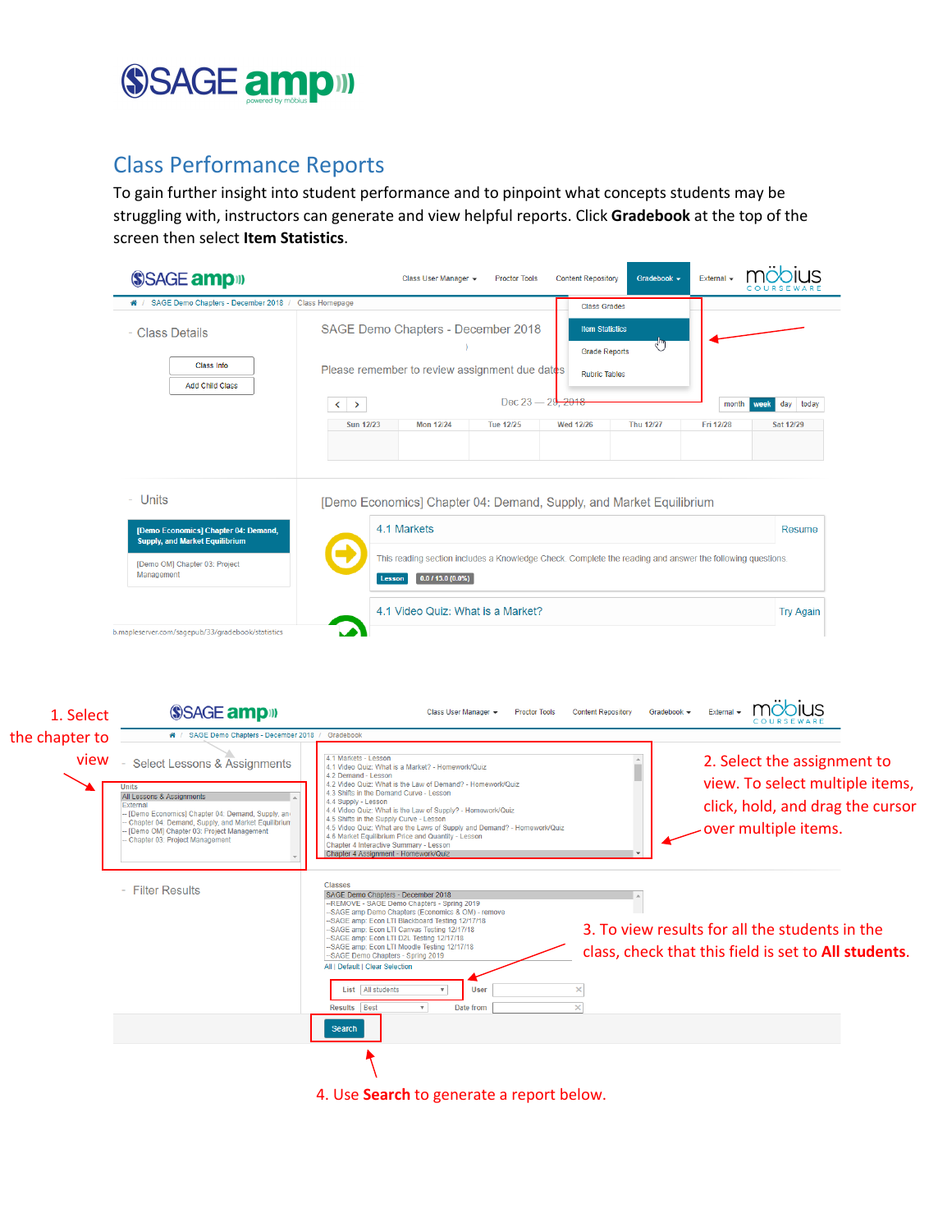# Class Performance Reports

To gain further insight into student performance and to pinpoint what concepts students may be struggling with, instructors can generate and view helpful reports. Click **Gradebook** at the top of the screen then select **Item Statistics**.

1. Select the chapter to view

2. Select the assignment to view. To select multiple items, click, hold, and drag the cursor over multiple items.

3. To view results for all the students in the class, check that this field is set to **All students**.

4. Use **Search** to generate a report below.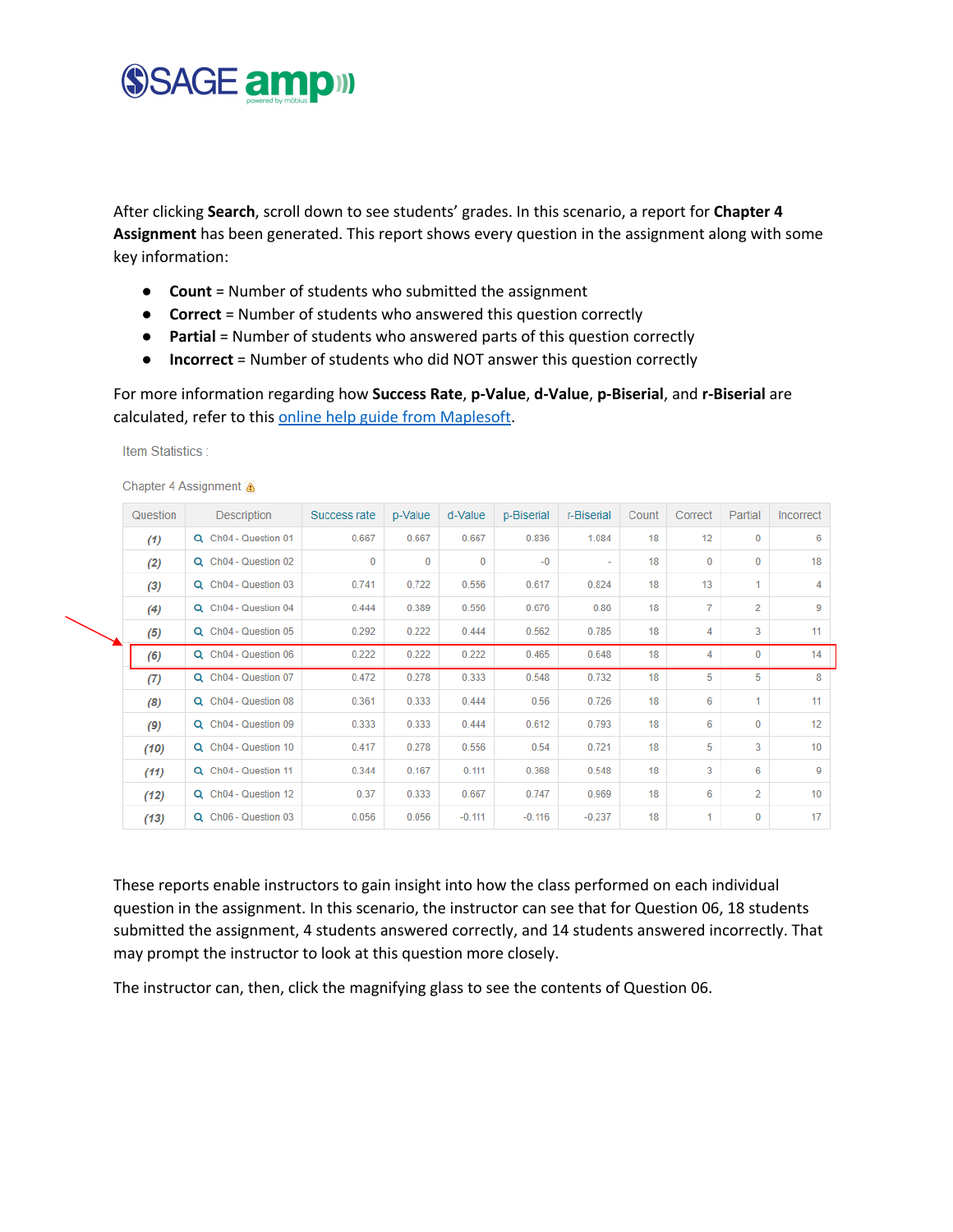After clicking **Search**, scroll down to see students' grades. In this scenario, a report for **Chapter 4 Assignment** has been generated. This report shows every question in the assignment along with some key information:

- **Count** = Number of students who submitted the assignment
- **Correct** = Number of students who answered this question correctly
- **Partial** = Number of students who answered parts of this question correctly
- **Incorrect** = Number of students who did NOT answer this question correctly

For more information regarding how **Success Rate**, **p-Value**, **d-Value**, **p-Biserial**, and **r-Biserial** are calculated, refer to this online help guide from Maplesoft.

Item Statistics :

Chapter 4 Assignment ⚠

| Question | Description | Success rate | p-Value | d-Value | p-Biserial | r-Biserial | Count | Correct | Partial | Incorrect |
|---|---|---|---|---|---|---|---|---|---|---|
| (1) | Ch04 - Question 01 | 0.667 | 0.667 | 0.667 | 0.836 | 1.084 | 18 | 12 | 0 | 6 |
| (2) | Ch04 - Question 02 | 0 | 0 | 0 | -0 | - | 18 | 0 | 0 | 18 |
| (3) | Ch04 - Question 03 | 0.741 | 0.722 | 0.556 | 0.617 | 0.824 | 18 | 13 | 1 | 4 |
| (4) | Ch04 - Question 04 | 0.444 | 0.389 | 0.556 | 0.676 | 0.86 | 18 | 7 | 2 | 9 |
| (5) | Ch04 - Question 05 | 0.292 | 0.222 | 0.444 | 0.562 | 0.785 | 18 | 4 | 3 | 11 |
| (6) | Ch04 - Question 06 | 0.222 | 0.222 | 0.222 | 0.465 | 0.648 | 18 | 4 | 0 | 14 |
| (7) | Ch04 - Question 07 | 0.472 | 0.278 | 0.333 | 0.548 | 0.732 | 18 | 5 | 5 | 8 |
| (8) | Ch04 - Question 08 | 0.361 | 0.333 | 0.444 | 0.56 | 0.726 | 18 | 6 | 1 | 11 |
| (9) | Ch04 - Question 09 | 0.333 | 0.333 | 0.444 | 0.612 | 0.793 | 18 | 6 | 0 | 12 |
| (10) | Ch04 - Question 10 | 0.417 | 0.278 | 0.556 | 0.54 | 0.721 | 18 | 5 | 3 | 10 |
| (11) | Ch04 - Question 11 | 0.344 | 0.167 | 0.111 | 0.368 | 0.548 | 18 | 3 | 6 | 9 |
| (12) | Ch04 - Question 12 | 0.37 | 0.333 | 0.667 | 0.747 | 0.969 | 18 | 6 | 2 | 10 |
| (13) | Ch06 - Question 03 | 0.056 | 0.056 | -0.111 | -0.116 | -0.237 | 18 | 1 | 0 | 17 |

These reports enable instructors to gain insight into how the class performed on each individual question in the assignment. In this scenario, the instructor can see that for Question 06, 18 students submitted the assignment, 4 students answered correctly, and 14 students answered incorrectly. That may prompt the instructor to look at this question more closely.

The instructor can, then, click the magnifying glass to see the contents of Question 06.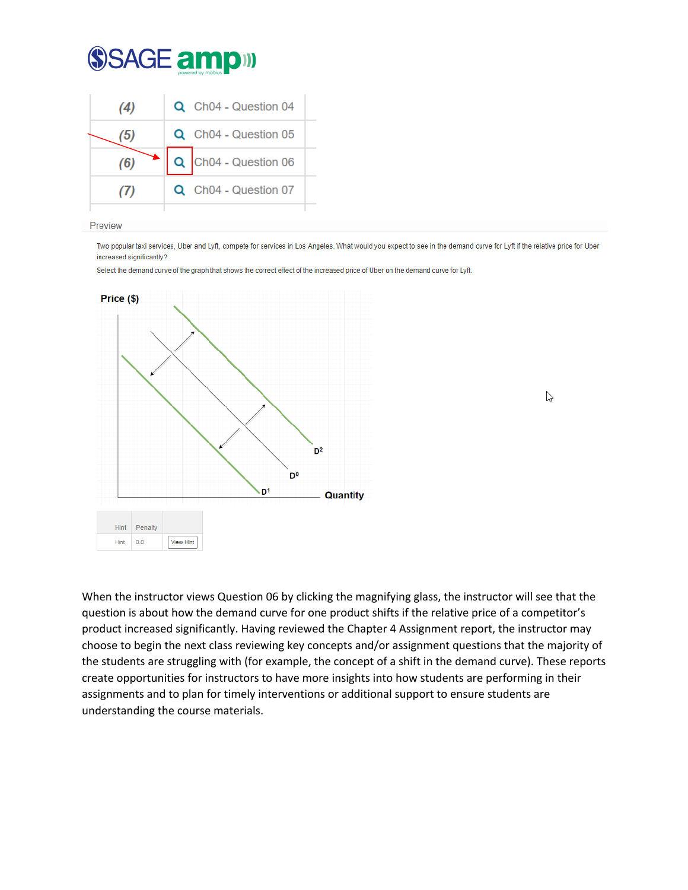SAGE amp
powered by möbius

| | |
|---|---|
| (4) | Ch04 - Question 04 |
| (5) | Ch04 - Question 05 |
| (6) | Ch04 - Question 06 |
| (7) | Ch04 - Question 07 |

Preview

Two popular taxi services, Uber and Lyft, compete for services in Los Angeles. What would you expect to see in the demand curve for Lyft if the relative price for Uber increased significantly?

Select the demand curve of the graph that shows the correct effect of the increased price of Uber on the demand curve for Lyft.

Price ($)

$D^2$

$D^0$

$D^1$

Quantity

| Hint | Penalty | |
|---|---|---|
| Hint | 0.0 | View Hint |

When the instructor views Question 06 by clicking the magnifying glass, the instructor will see that the question is about how the demand curve for one product shifts if the relative price of a competitor's product increased significantly. Having reviewed the Chapter 4 Assignment report, the instructor may choose to begin the next class reviewing key concepts and/or assignment questions that the majority of the students are struggling with (for example, the concept of a shift in the demand curve). These reports create opportunities for instructors to have more insights into how students are performing in their assignments and to plan for timely interventions or additional support to ensure students are understanding the course materials.